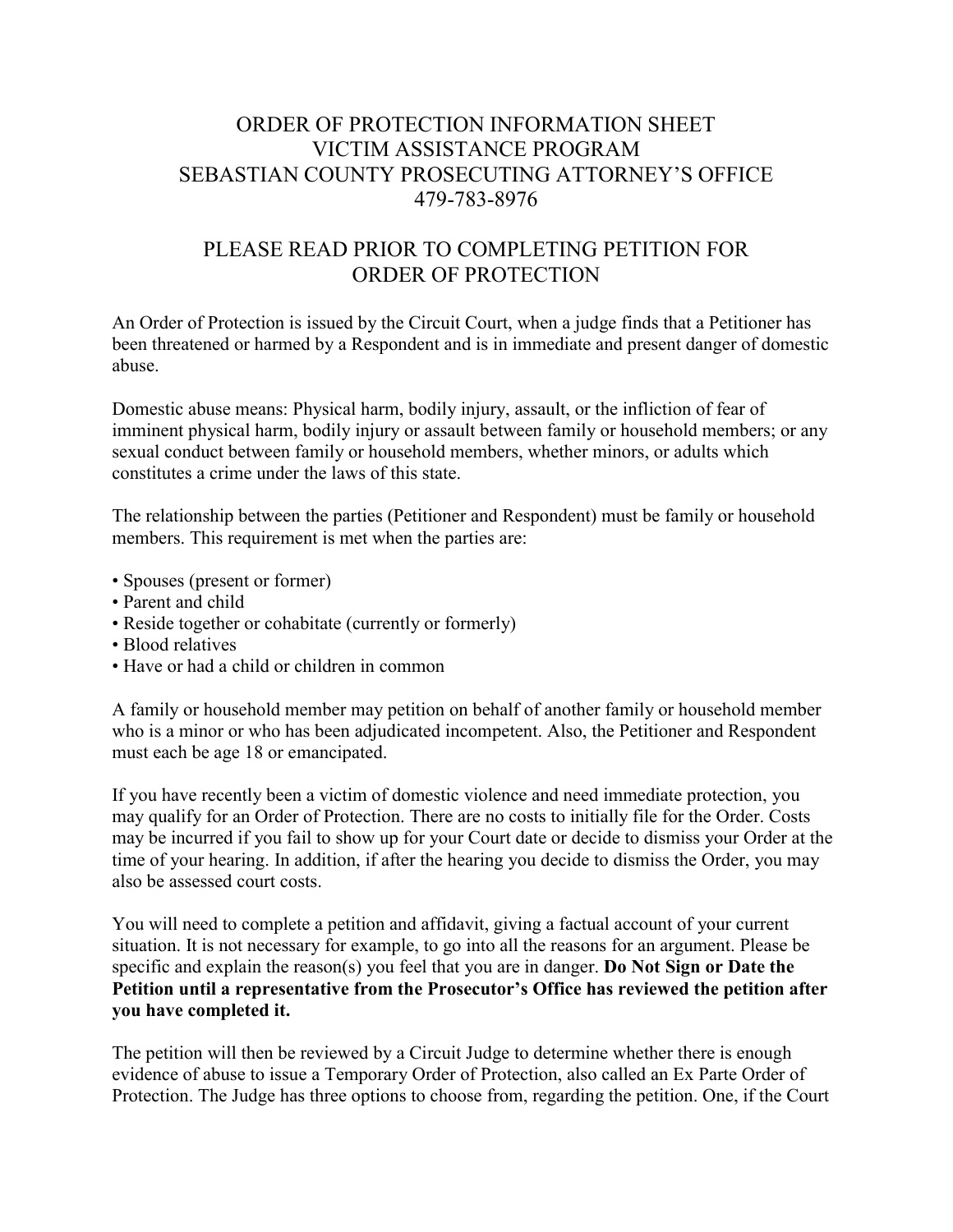# ORDER OF PROTECTION INFORMATION SHEET
# VICTIM ASSISTANCE PROGRAM
# SEBASTIAN COUNTY PROSECUTING ATTORNEY'S OFFICE
# 479-783-8976

## PLEASE READ PRIOR TO COMPLETING PETITION FOR ORDER OF PROTECTION

An Order of Protection is issued by the Circuit Court, when a judge finds that a Petitioner has been threatened or harmed by a Respondent and is in immediate and present danger of domestic abuse.

Domestic abuse means: Physical harm, bodily injury, assault, or the infliction of fear of imminent physical harm, bodily injury or assault between family or household members; or any sexual conduct between family or household members, whether minors, or adults which constitutes a crime under the laws of this state.

The relationship between the parties (Petitioner and Respondent) must be family or household members. This requirement is met when the parties are:

- Spouses (present or former)
- Parent and child
- Reside together or cohabitate (currently or formerly)
- Blood relatives
- Have or had a child or children in common

A family or household member may petition on behalf of another family or household member who is a minor or who has been adjudicated incompetent. Also, the Petitioner and Respondent must each be age 18 or emancipated.

If you have recently been a victim of domestic violence and need immediate protection, you may qualify for an Order of Protection. There are no costs to initially file for the Order. Costs may be incurred if you fail to show up for your Court date or decide to dismiss your Order at the time of your hearing. In addition, if after the hearing you decide to dismiss the Order, you may also be assessed court costs.

You will need to complete a petition and affidavit, giving a factual account of your current situation. It is not necessary for example, to go into all the reasons for an argument. Please be specific and explain the reason(s) you feel that you are in danger. **Do Not Sign or Date the Petition until a representative from the Prosecutor's Office has reviewed the petition after you have completed it.**

The petition will then be reviewed by a Circuit Judge to determine whether there is enough evidence of abuse to issue a Temporary Order of Protection, also called an Ex Parte Order of Protection. The Judge has three options to choose from, regarding the petition. One, if the Court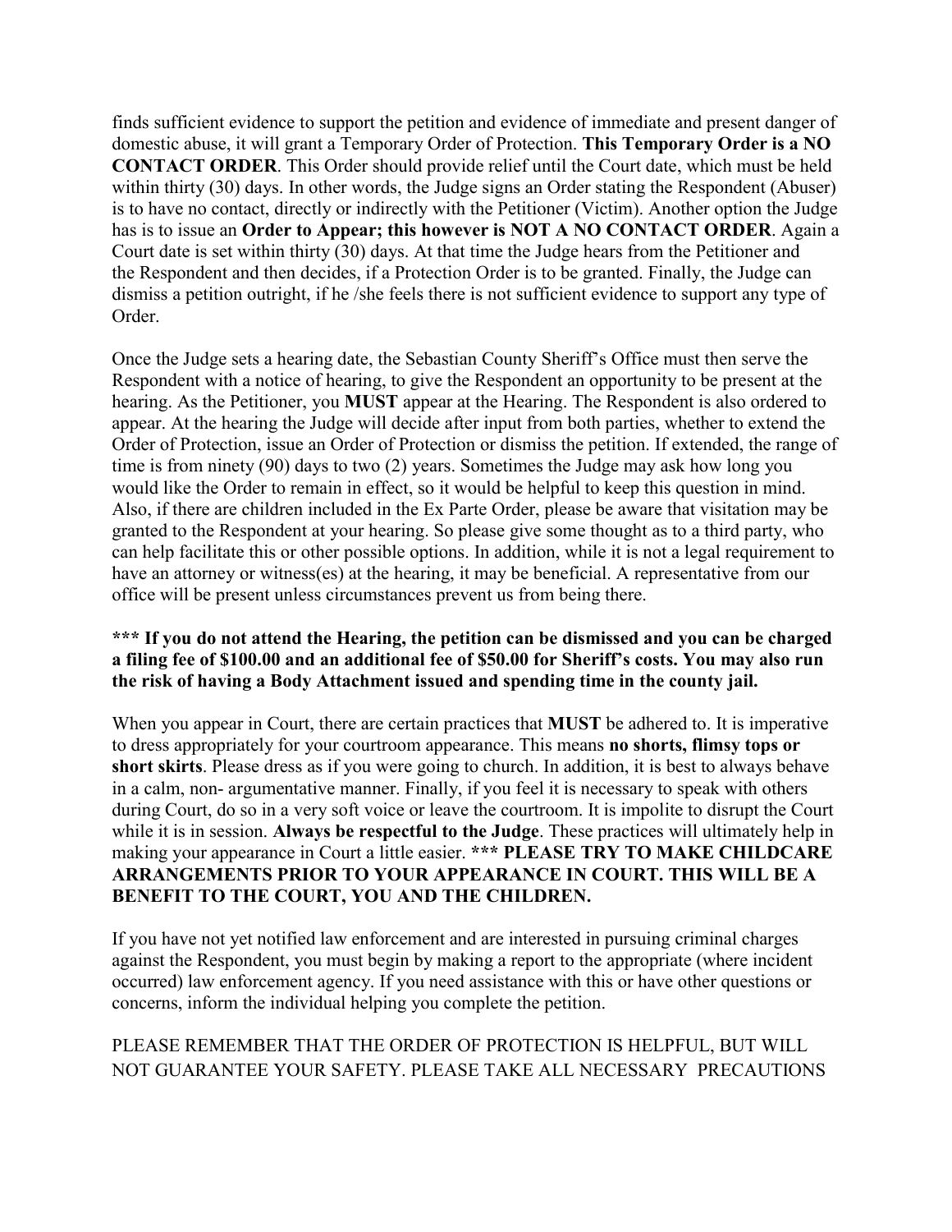finds sufficient evidence to support the petition and evidence of immediate and present danger of domestic abuse, it will grant a Temporary Order of Protection. **This Temporary Order is a NO CONTACT ORDER**. This Order should provide relief until the Court date, which must be held within thirty (30) days. In other words, the Judge signs an Order stating the Respondent (Abuser) is to have no contact, directly or indirectly with the Petitioner (Victim). Another option the Judge has is to issue an **Order to Appear; this however is NOT A NO CONTACT ORDER**. Again a Court date is set within thirty (30) days. At that time the Judge hears from the Petitioner and the Respondent and then decides, if a Protection Order is to be granted. Finally, the Judge can dismiss a petition outright, if he /she feels there is not sufficient evidence to support any type of Order.

Once the Judge sets a hearing date, the Sebastian County Sheriff's Office must then serve the Respondent with a notice of hearing, to give the Respondent an opportunity to be present at the hearing. As the Petitioner, you **MUST** appear at the Hearing. The Respondent is also ordered to appear. At the hearing the Judge will decide after input from both parties, whether to extend the Order of Protection, issue an Order of Protection or dismiss the petition. If extended, the range of time is from ninety (90) days to two (2) years. Sometimes the Judge may ask how long you would like the Order to remain in effect, so it would be helpful to keep this question in mind. Also, if there are children included in the Ex Parte Order, please be aware that visitation may be granted to the Respondent at your hearing. So please give some thought as to a third party, who can help facilitate this or other possible options. In addition, while it is not a legal requirement to have an attorney or witness(es) at the hearing, it may be beneficial. A representative from our office will be present unless circumstances prevent us from being there.

**\*\*\* If you do not attend the Hearing, the petition can be dismissed and you can be charged a filing fee of $100.00 and an additional fee of $50.00 for Sheriff's costs. You may also run the risk of having a Body Attachment issued and spending time in the county jail.**

When you appear in Court, there are certain practices that **MUST** be adhered to. It is imperative to dress appropriately for your courtroom appearance. This means **no shorts, flimsy tops or short skirts**. Please dress as if you were going to church. In addition, it is best to always behave in a calm, non- argumentative manner. Finally, if you feel it is necessary to speak with others during Court, do so in a very soft voice or leave the courtroom. It is impolite to disrupt the Court while it is in session. **Always be respectful to the Judge**. These practices will ultimately help in making your appearance in Court a little easier. **\*\*\* PLEASE TRY TO MAKE CHILDCARE ARRANGEMENTS PRIOR TO YOUR APPEARANCE IN COURT. THIS WILL BE A BENEFIT TO THE COURT, YOU AND THE CHILDREN.**

If you have not yet notified law enforcement and are interested in pursuing criminal charges against the Respondent, you must begin by making a report to the appropriate (where incident occurred) law enforcement agency. If you need assistance with this or have other questions or concerns, inform the individual helping you complete the petition.

PLEASE REMEMBER THAT THE ORDER OF PROTECTION IS HELPFUL, BUT WILL NOT GUARANTEE YOUR SAFETY. PLEASE TAKE ALL NECESSARY PRECAUTIONS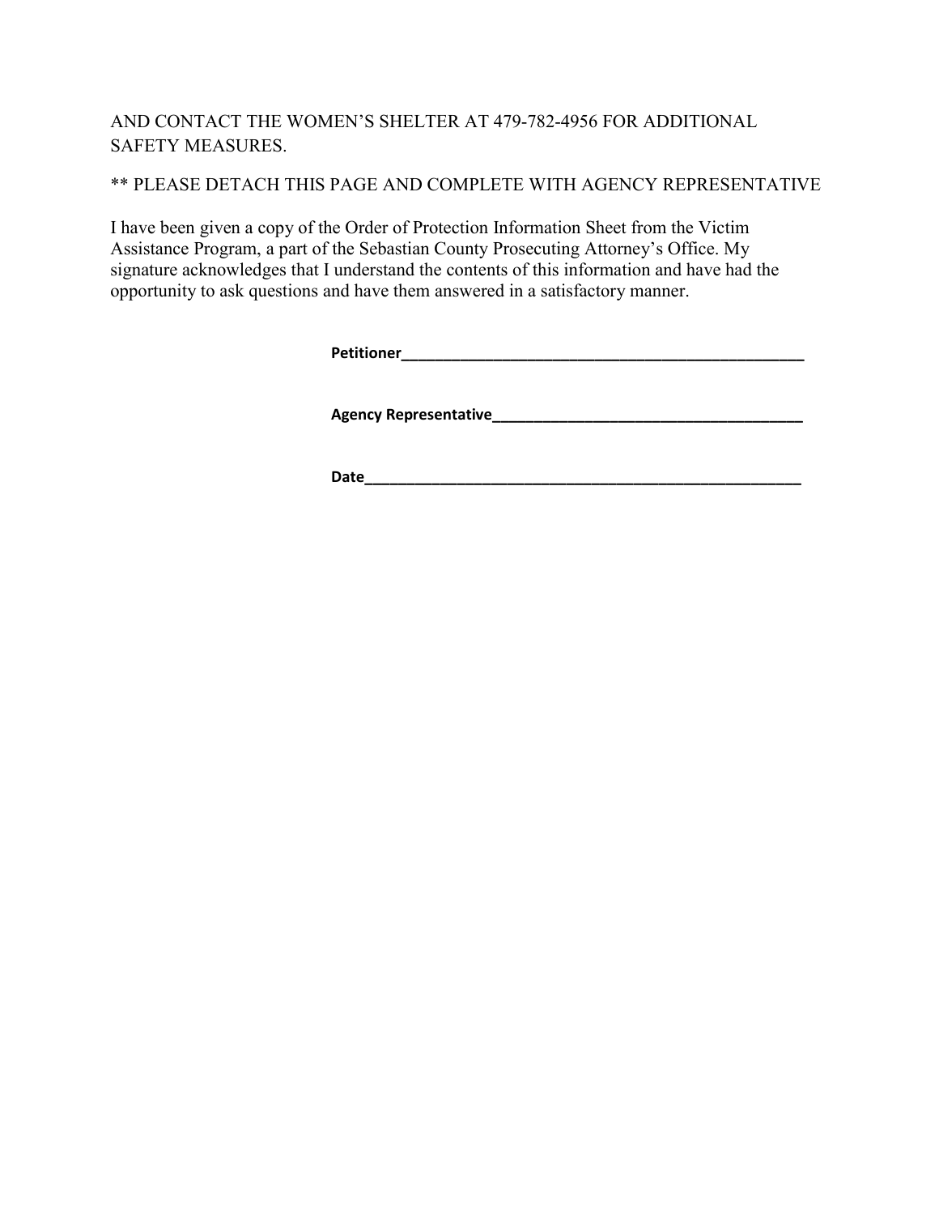AND CONTACT THE WOMEN'S SHELTER AT 479-782-4956 FOR ADDITIONAL SAFETY MEASURES.

** PLEASE DETACH THIS PAGE AND COMPLETE WITH AGENCY REPRESENTATIVE

I have been given a copy of the Order of Protection Information Sheet from the Victim Assistance Program, a part of the Sebastian County Prosecuting Attorney's Office. My signature acknowledges that I understand the contents of this information and have had the opportunity to ask questions and have them answered in a satisfactory manner.

**Petitioner**_______________________________________________

**Agency Representative**____________________________________

**Date**_____________________________________________________